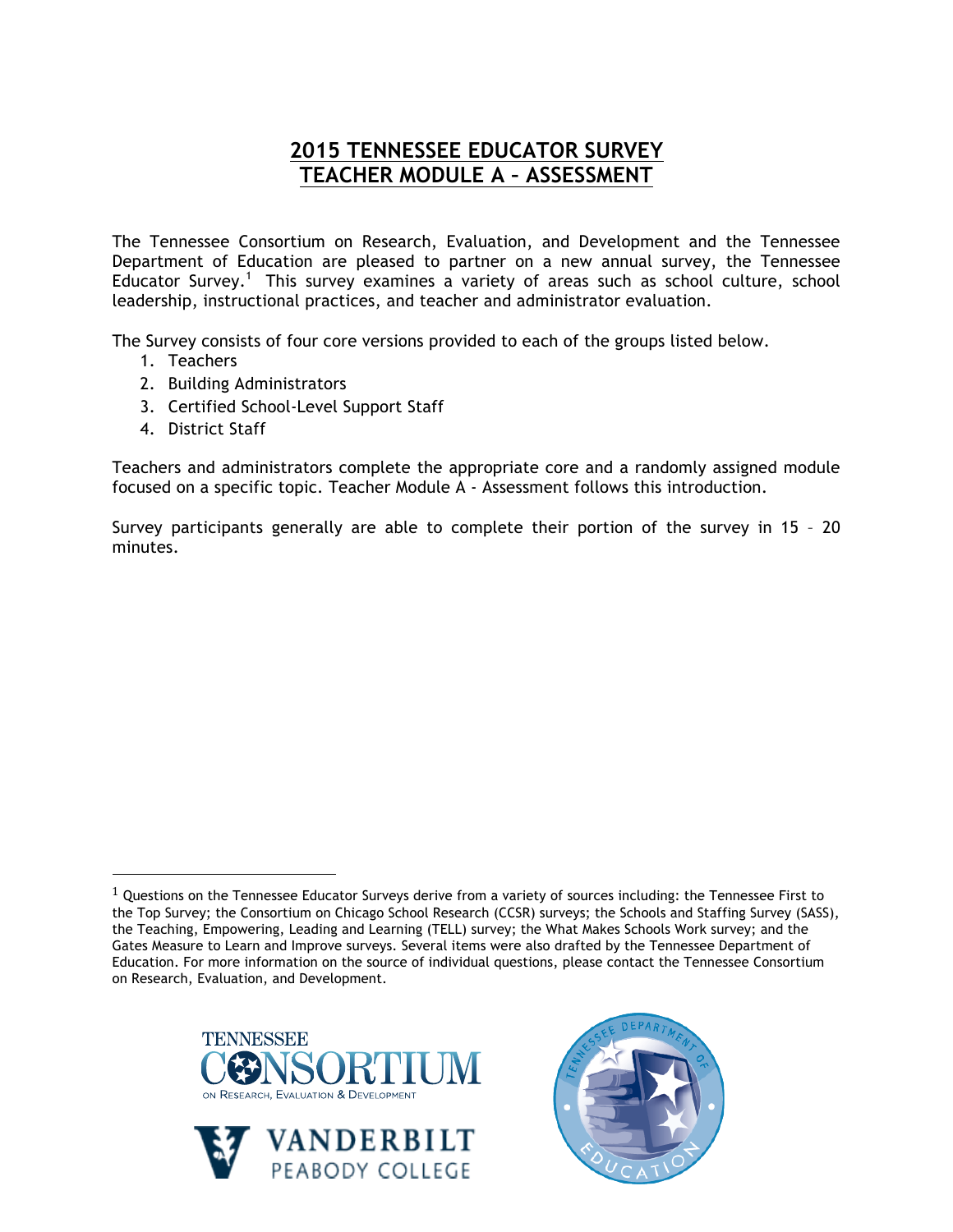# 2015 TENNESSEE EDUCATOR SURVEY
# TEACHER MODULE A – ASSESSMENT

The Tennessee Consortium on Research, Evaluation, and Development and the Tennessee Department of Education are pleased to partner on a new annual survey, the Tennessee Educator Survey.[1] This survey examines a variety of areas such as school culture, school leadership, instructional practices, and teacher and administrator evaluation.

The Survey consists of four core versions provided to each of the groups listed below.

1. Teachers
2. Building Administrators
3. Certified School-Level Support Staff
4. District Staff

Teachers and administrators complete the appropriate core and a randomly assigned module focused on a specific topic. Teacher Module A - Assessment follows this introduction.

Survey participants generally are able to complete their portion of the survey in 15 – 20 minutes.

---

[1] Questions on the Tennessee Educator Surveys derive from a variety of sources including: the Tennessee First to the Top Survey; the Consortium on Chicago School Research (CCSR) surveys; the Schools and Staffing Survey (SASS), the Teaching, Empowering, Leading and Learning (TELL) survey; the What Makes Schools Work survey; and the Gates Measure to Learn and Improve surveys. Several items were also drafted by the Tennessee Department of Education. For more information on the source of individual questions, please contact the Tennessee Consortium on Research, Evaluation, and Development.

TENNESSEE CONSORTIUM ON RESEARCH, EVALUATION & DEVELOPMENT

VANDERBILT PEABODY COLLEGE

TENNESSEE DEPARTMENT OF EDUCATION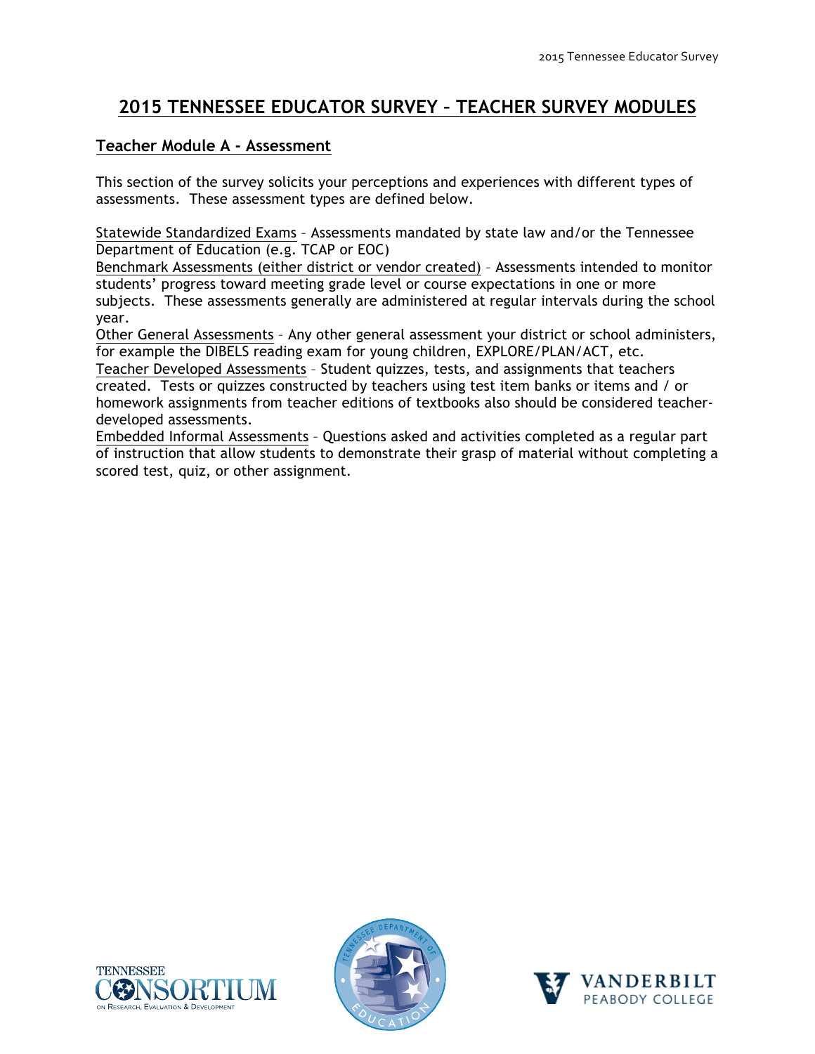# 2015 TENNESSEE EDUCATOR SURVEY – TEACHER SURVEY MODULES

## Teacher Module A - Assessment

This section of the survey solicits your perceptions and experiences with different types of assessments. These assessment types are defined below.

Statewide Standardized Exams – Assessments mandated by state law and/or the Tennessee Department of Education (e.g. TCAP or EOC)

Benchmark Assessments (either district or vendor created) – Assessments intended to monitor students' progress toward meeting grade level or course expectations in one or more subjects. These assessments generally are administered at regular intervals during the school year.

Other General Assessments – Any other general assessment your district or school administers, for example the DIBELS reading exam for young children, EXPLORE/PLAN/ACT, etc.

Teacher Developed Assessments – Student quizzes, tests, and assignments that teachers created. Tests or quizzes constructed by teachers using test item banks or items and / or homework assignments from teacher editions of textbooks also should be considered teacher-developed assessments.

Embedded Informal Assessments – Questions asked and activities completed as a regular part of instruction that allow students to demonstrate their grasp of material without completing a scored test, quiz, or other assignment.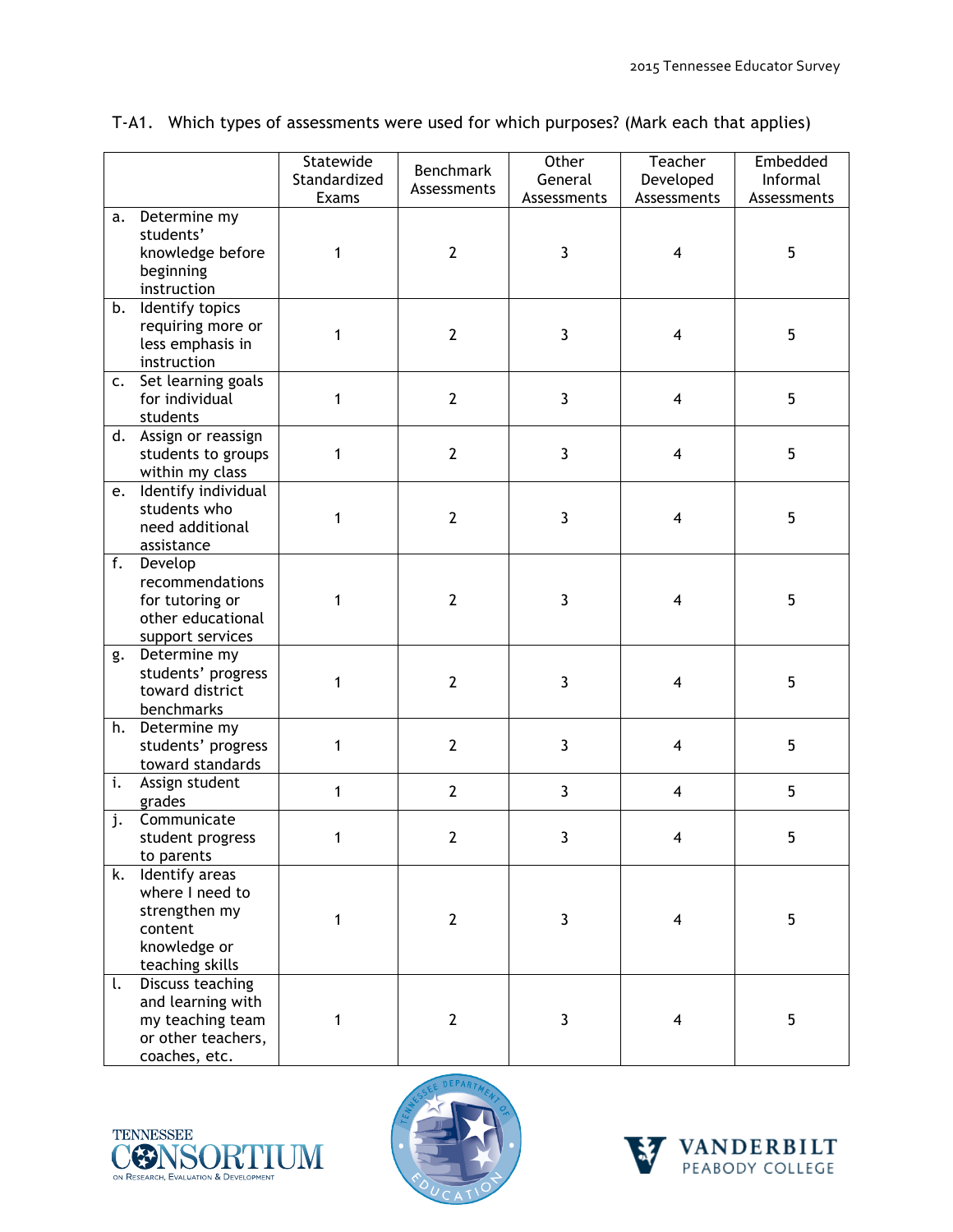T-A1. Which types of assessments were used for which purposes? (Mark each that applies)

| | Statewide Standardized Exams | Benchmark Assessments | Other General Assessments | Teacher Developed Assessments | Embedded Informal Assessments |
|---|---|---|---|---|---|
| a. Determine my students' knowledge before beginning instruction | 1 | 2 | 3 | 4 | 5 |
| b. Identify topics requiring more or less emphasis in instruction | 1 | 2 | 3 | 4 | 5 |
| c. Set learning goals for individual students | 1 | 2 | 3 | 4 | 5 |
| d. Assign or reassign students to groups within my class | 1 | 2 | 3 | 4 | 5 |
| e. Identify individual students who need additional assistance | 1 | 2 | 3 | 4 | 5 |
| f. Develop recommendations for tutoring or other educational support services | 1 | 2 | 3 | 4 | 5 |
| g. Determine my students' progress toward district benchmarks | 1 | 2 | 3 | 4 | 5 |
| h. Determine my students' progress toward standards | 1 | 2 | 3 | 4 | 5 |
| i. Assign student grades | 1 | 2 | 3 | 4 | 5 |
| j. Communicate student progress to parents | 1 | 2 | 3 | 4 | 5 |
| k. Identify areas where I need to strengthen my content knowledge or teaching skills | 1 | 2 | 3 | 4 | 5 |
| l. Discuss teaching and learning with my teaching team or other teachers, coaches, etc. | 1 | 2 | 3 | 4 | 5 |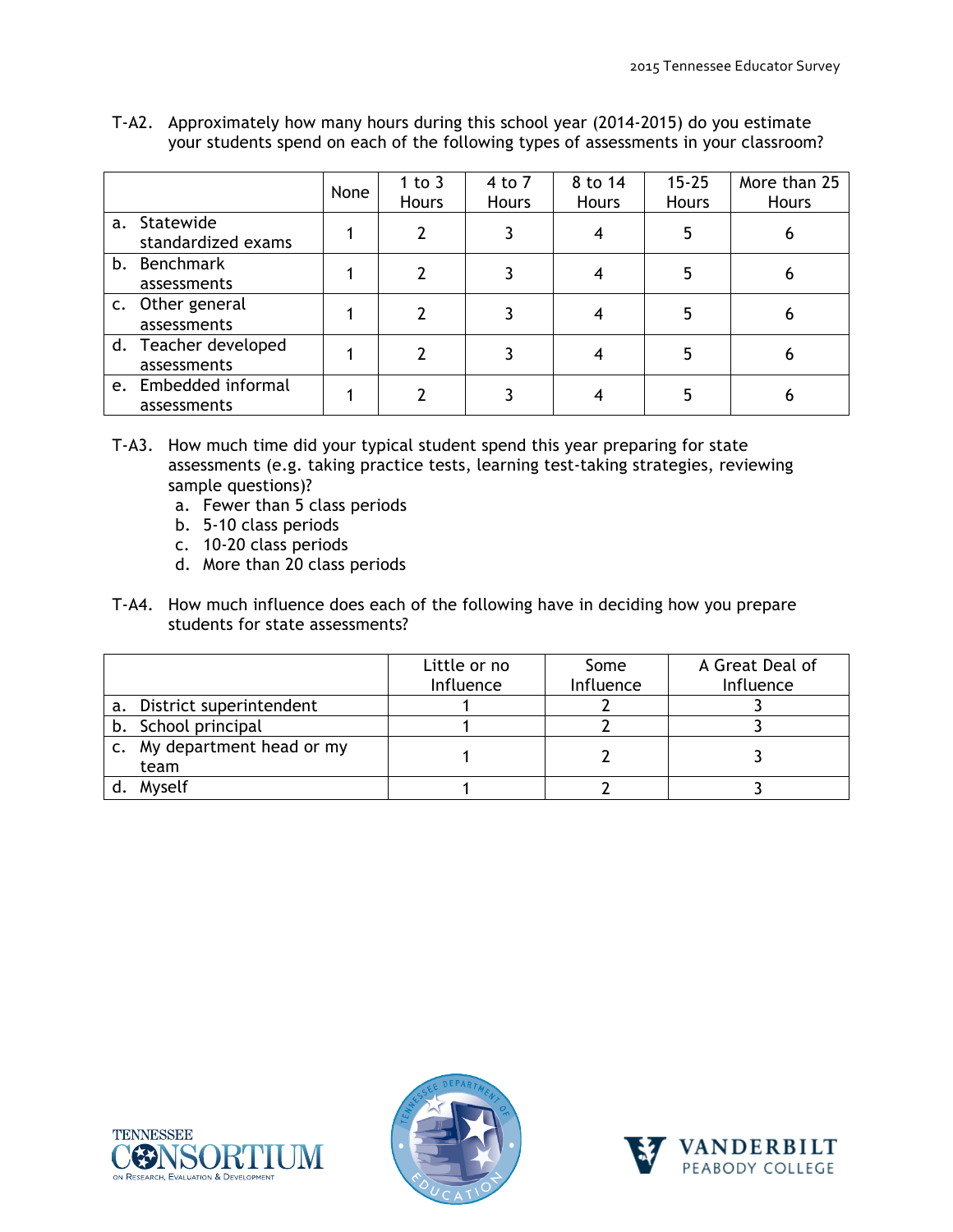T-A2. Approximately how many hours during this school year (2014-2015) do you estimate your students spend on each of the following types of assessments in your classroom?

| | None | 1 to 3 Hours | 4 to 7 Hours | 8 to 14 Hours | 15-25 Hours | More than 25 Hours |
|---|---|---|---|---|---|---|
| a. Statewide standardized exams | 1 | 2 | 3 | 4 | 5 | 6 |
| b. Benchmark assessments | 1 | 2 | 3 | 4 | 5 | 6 |
| c. Other general assessments | 1 | 2 | 3 | 4 | 5 | 6 |
| d. Teacher developed assessments | 1 | 2 | 3 | 4 | 5 | 6 |
| e. Embedded informal assessments | 1 | 2 | 3 | 4 | 5 | 6 |

T-A3. How much time did your typical student spend this year preparing for state assessments (e.g. taking practice tests, learning test-taking strategies, reviewing sample questions)?

a. Fewer than 5 class periods
b. 5-10 class periods
c. 10-20 class periods
d. More than 20 class periods

T-A4. How much influence does each of the following have in deciding how you prepare students for state assessments?

| | Little or no Influence | Some Influence | A Great Deal of Influence |
|---|---|---|---|
| a. District superintendent | 1 | 2 | 3 |
| b. School principal | 1 | 2 | 3 |
| c. My department head or my team | 1 | 2 | 3 |
| d. Myself | 1 | 2 | 3 |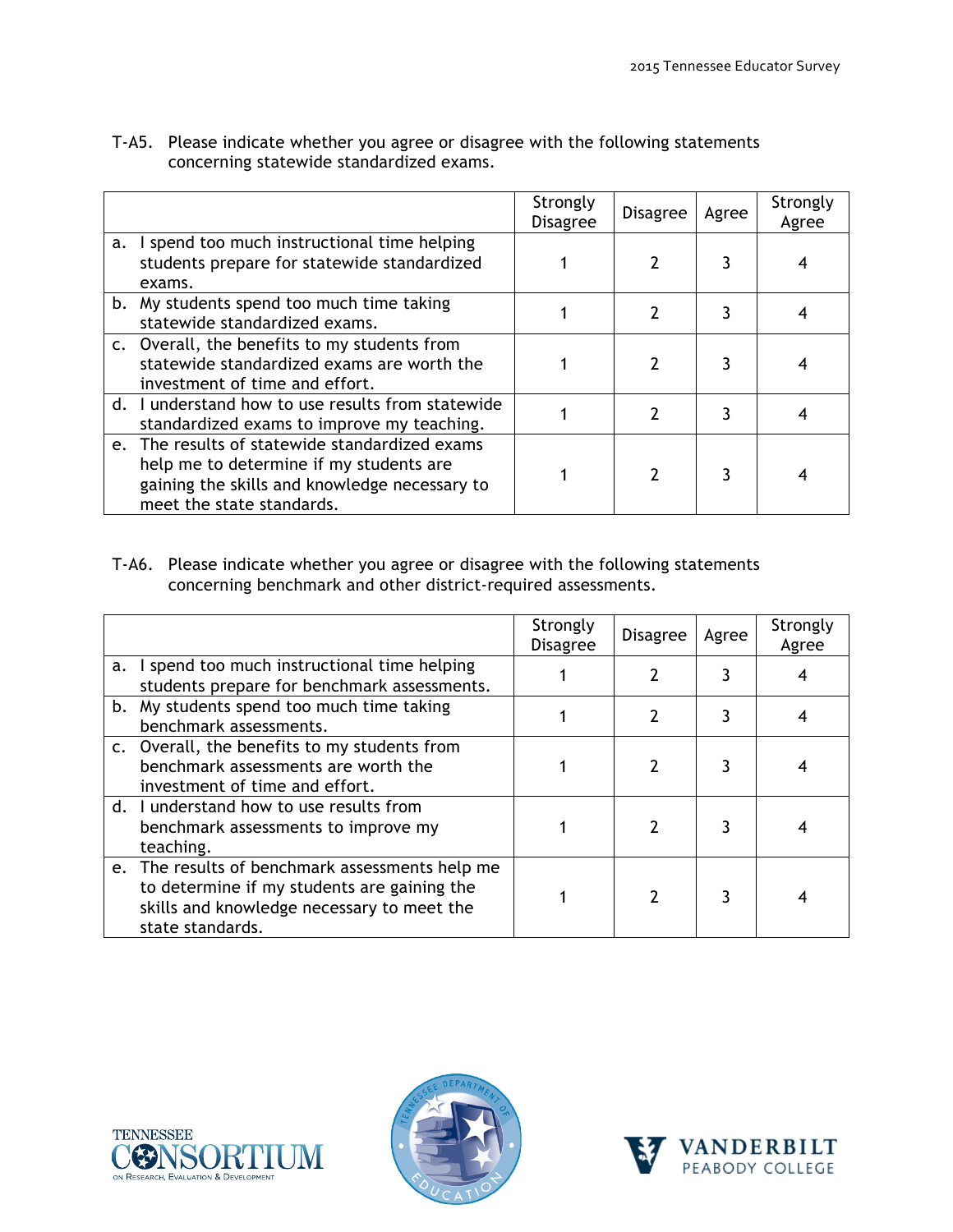T-A5. Please indicate whether you agree or disagree with the following statements concerning statewide standardized exams.

| | Strongly Disagree | Disagree | Agree | Strongly Agree |
|---|---|---|---|---|
| a. I spend too much instructional time helping students prepare for statewide standardized exams. | 1 | 2 | 3 | 4 |
| b. My students spend too much time taking statewide standardized exams. | 1 | 2 | 3 | 4 |
| c. Overall, the benefits to my students from statewide standardized exams are worth the investment of time and effort. | 1 | 2 | 3 | 4 |
| d. I understand how to use results from statewide standardized exams to improve my teaching. | 1 | 2 | 3 | 4 |
| e. The results of statewide standardized exams help me to determine if my students are gaining the skills and knowledge necessary to meet the state standards. | 1 | 2 | 3 | 4 |

T-A6. Please indicate whether you agree or disagree with the following statements concerning benchmark and other district-required assessments.

| | Strongly Disagree | Disagree | Agree | Strongly Agree |
|---|---|---|---|---|
| a. I spend too much instructional time helping students prepare for benchmark assessments. | 1 | 2 | 3 | 4 |
| b. My students spend too much time taking benchmark assessments. | 1 | 2 | 3 | 4 |
| c. Overall, the benefits to my students from benchmark assessments are worth the investment of time and effort. | 1 | 2 | 3 | 4 |
| d. I understand how to use results from benchmark assessments to improve my teaching. | 1 | 2 | 3 | 4 |
| e. The results of benchmark assessments help me to determine if my students are gaining the skills and knowledge necessary to meet the state standards. | 1 | 2 | 3 | 4 |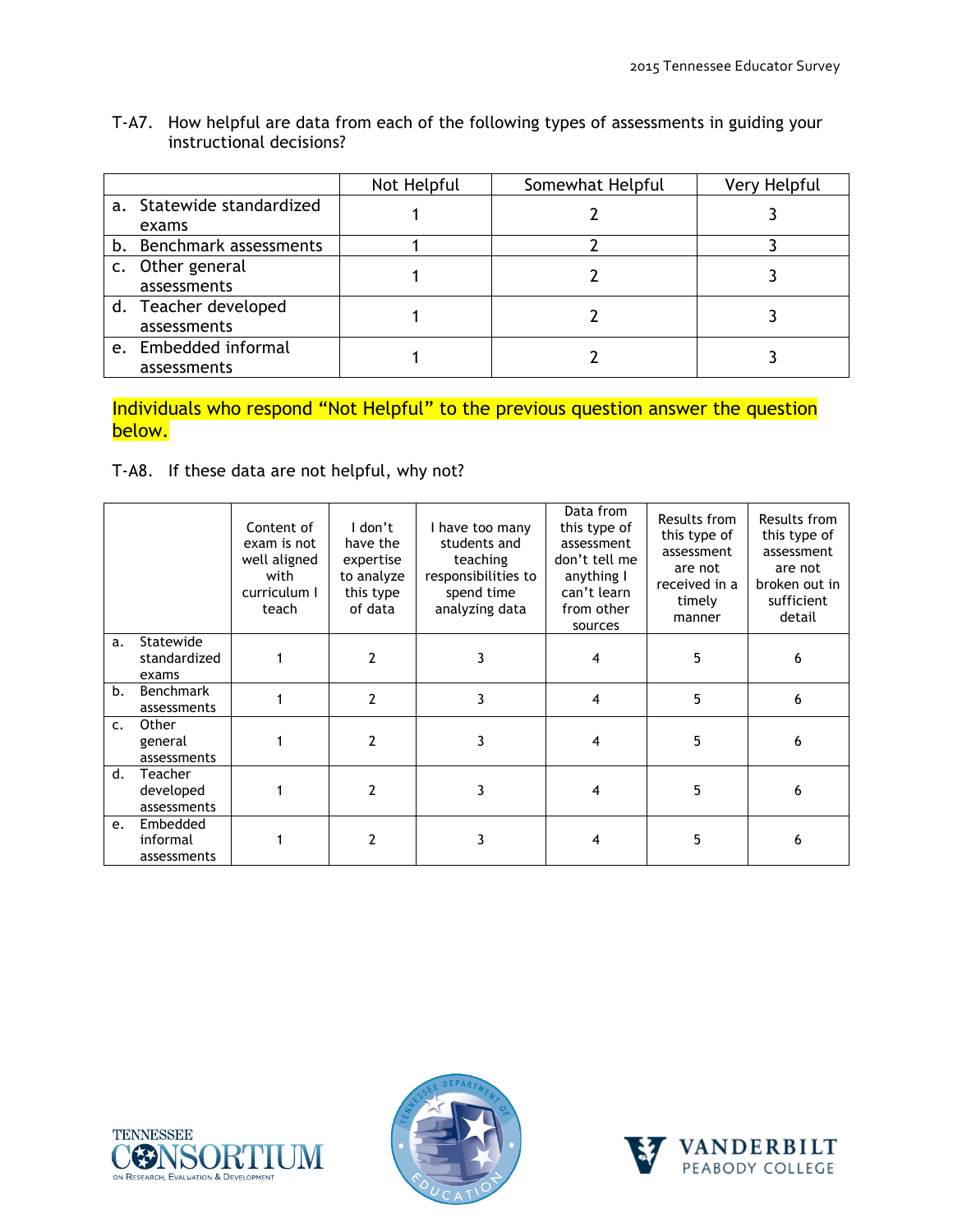T-A7. How helpful are data from each of the following types of assessments in guiding your instructional decisions?

| | Not Helpful | Somewhat Helpful | Very Helpful |
|---|---|---|---|
| a. Statewide standardized exams | 1 | 2 | 3 |
| b. Benchmark assessments | 1 | 2 | 3 |
| c. Other general assessments | 1 | 2 | 3 |
| d. Teacher developed assessments | 1 | 2 | 3 |
| e. Embedded informal assessments | 1 | 2 | 3 |

Individuals who respond "Not Helpful" to the previous question answer the question below.

T-A8. If these data are not helpful, why not?

| | Content of exam is not well aligned with curriculum I teach | I don't have the expertise to analyze this type of data | I have too many students and teaching responsibilities to spend time analyzing data | Data from this type of assessment don't tell me anything I can't learn from other sources | Results from this type of assessment are not received in a timely manner | Results from this type of assessment are not broken out in sufficient detail |
|---|---|---|---|---|---|---|
| a. Statewide standardized exams | 1 | 2 | 3 | 4 | 5 | 6 |
| b. Benchmark assessments | 1 | 2 | 3 | 4 | 5 | 6 |
| c. Other general assessments | 1 | 2 | 3 | 4 | 5 | 6 |
| d. Teacher developed assessments | 1 | 2 | 3 | 4 | 5 | 6 |
| e. Embedded informal assessments | 1 | 2 | 3 | 4 | 5 | 6 |